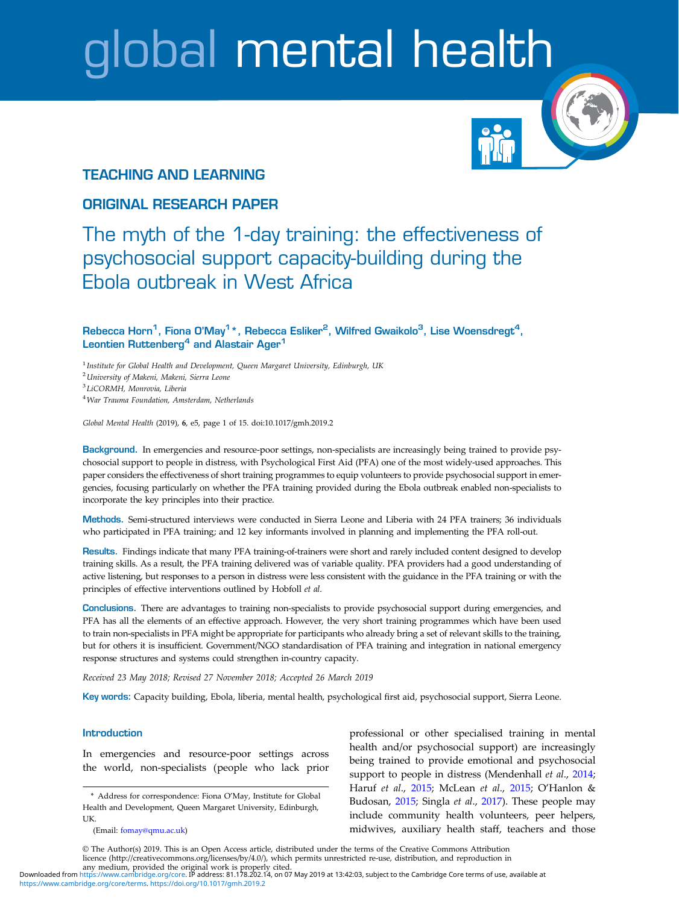TEACHING AND LEARNING

ORIGINAL RESEARCH PAPER

# The myth of the 1-day training: the effectiveness of psychosocial support capacity-building during the Ebola outbreak in West Africa

**Rebecca Horn[1], Fiona O'May[1]*, Rebecca Esliker[2], Wilfred Gwaikolo[3], Lise Woensdregt[4], Leontien Ruttenberg[4] and Alastair Ager[1]**

[1] *Institute for Global Health and Development, Queen Margaret University, Edinburgh, UK*
[2] *University of Makeni, Makeni, Sierra Leone*
[3] *LiCORMH, Monrovia, Liberia*
[4] *War Trauma Foundation, Amsterdam, Netherlands*

*Global Mental Health* (2019), **6**, e5, page 1 of 15. doi:10.1017/gmh.2019.2

**Background.** In emergencies and resource-poor settings, non-specialists are increasingly being trained to provide psychosocial support to people in distress, with Psychological First Aid (PFA) one of the most widely-used approaches. This paper considers the effectiveness of short training programmes to equip volunteers to provide psychosocial support in emergencies, focusing particularly on whether the PFA training provided during the Ebola outbreak enabled non-specialists to incorporate the key principles into their practice.

**Methods.** Semi-structured interviews were conducted in Sierra Leone and Liberia with 24 PFA trainers; 36 individuals who participated in PFA training; and 12 key informants involved in planning and implementing the PFA roll-out.

**Results.** Findings indicate that many PFA training-of-trainers were short and rarely included content designed to develop training skills. As a result, the PFA training delivered was of variable quality. PFA providers had a good understanding of active listening, but responses to a person in distress were less consistent with the guidance in the PFA training or with the principles of effective interventions outlined by Hobfoll *et al*.

**Conclusions.** There are advantages to training non-specialists to provide psychosocial support during emergencies, and PFA has all the elements of an effective approach. However, the very short training programmes which have been used to train non-specialists in PFA might be appropriate for participants who already bring a set of relevant skills to the training, but for others it is insufficient. Government/NGO standardisation of PFA training and integration in national emergency response structures and systems could strengthen in-country capacity.

*Received 23 May 2018; Revised 27 November 2018; Accepted 26 March 2019*

**Key words:** Capacity building, Ebola, liberia, mental health, psychological first aid, psychosocial support, Sierra Leone.

## Introduction

In emergencies and resource-poor settings across the world, non-specialists (people who lack prior professional or other specialised training in mental health and/or psychosocial support) are increasingly being trained to provide emotional and psychosocial support to people in distress (Mendenhall *et al*., 2014; Haruf *et al*., 2015; McLean *et al*., 2015; O'Hanlon & Budosan, 2015; Singla *et al*., 2017). These people may include community health volunteers, peer helpers, midwives, auxiliary health staff, teachers and those

\* Address for correspondence: Fiona O'May, Institute for Global Health and Development, Queen Margaret University, Edinburgh, UK.

(Email: fomay@qmu.ac.uk)

© The Author(s) 2019. This is an Open Access article, distributed under the terms of the Creative Commons Attribution licence (http://creativecommons.org/licenses/by/4.0/), which permits unrestricted re-use, distribution, and reproduction in any medium, provided the original work is properly cited.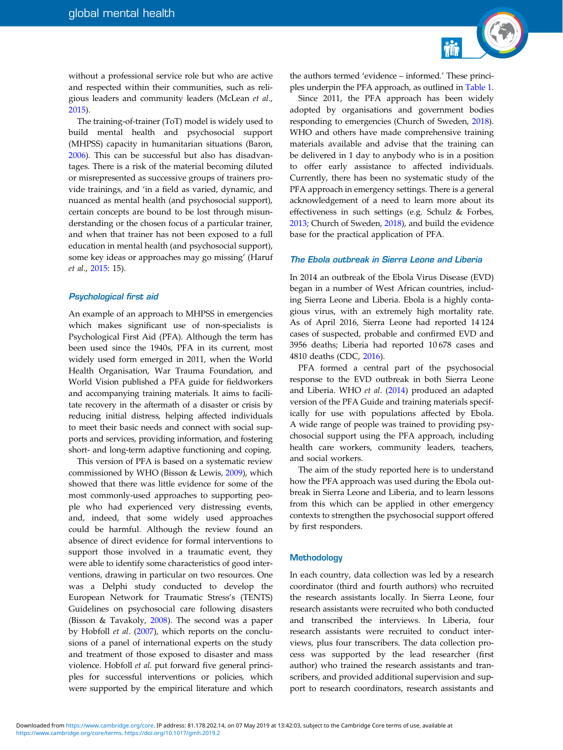without a professional service role but who are active and respected within their communities, such as religious leaders and community leaders (McLean *et al.*, 2015).

The training-of-trainer (ToT) model is widely used to build mental health and psychosocial support (MHPSS) capacity in humanitarian situations (Baron, 2006). This can be successful but also has disadvantages. There is a risk of the material becoming diluted or misrepresented as successive groups of trainers provide trainings, and 'in a field as varied, dynamic, and nuanced as mental health (and psychosocial support), certain concepts are bound to be lost through misunderstanding or the chosen focus of a particular trainer, and when that trainer has not been exposed to a full education in mental health (and psychosocial support), some key ideas or approaches may go missing' (Haruf *et al.*, 2015: 15).

### Psychological first aid

An example of an approach to MHPSS in emergencies which makes significant use of non-specialists is Psychological First Aid (PFA). Although the term has been used since the 1940s, PFA in its current, most widely used form emerged in 2011, when the World Health Organisation, War Trauma Foundation, and World Vision published a PFA guide for fieldworkers and accompanying training materials. It aims to facilitate recovery in the aftermath of a disaster or crisis by reducing initial distress, helping affected individuals to meet their basic needs and connect with social supports and services, providing information, and fostering short- and long-term adaptive functioning and coping.

This version of PFA is based on a systematic review commissioned by WHO (Bisson & Lewis, 2009), which showed that there was little evidence for some of the most commonly-used approaches to supporting people who had experienced very distressing events, and, indeed, that some widely used approaches could be harmful. Although the review found an absence of direct evidence for formal interventions to support those involved in a traumatic event, they were able to identify some characteristics of good interventions, drawing in particular on two resources. One was a Delphi study conducted to develop the European Network for Traumatic Stress's (TENTS) Guidelines on psychosocial care following disasters (Bisson & Tavakoly, 2008). The second was a paper by Hobfoll *et al.* (2007), which reports on the conclusions of a panel of international experts on the study and treatment of those exposed to disaster and mass violence. Hobfoll *et al.* put forward five general principles for successful interventions or policies, which were supported by the empirical literature and which the authors termed 'evidence – informed.' These principles underpin the PFA approach, as outlined in Table 1.

Since 2011, the PFA approach has been widely adopted by organisations and government bodies responding to emergencies (Church of Sweden, 2018). WHO and others have made comprehensive training materials available and advise that the training can be delivered in 1 day to anybody who is in a position to offer early assistance to affected individuals. Currently, there has been no systematic study of the PFA approach in emergency settings. There is a general acknowledgement of a need to learn more about its effectiveness in such settings (e.g. Schulz & Forbes, 2013; Church of Sweden, 2018), and build the evidence base for the practical application of PFA.

### The Ebola outbreak in Sierra Leone and Liberia

In 2014 an outbreak of the Ebola Virus Disease (EVD) began in a number of West African countries, including Sierra Leone and Liberia. Ebola is a highly contagious virus, with an extremely high mortality rate. As of April 2016, Sierra Leone had reported 14 124 cases of suspected, probable and confirmed EVD and 3956 deaths; Liberia had reported 10 678 cases and 4810 deaths (CDC, 2016).

PFA formed a central part of the psychosocial response to the EVD outbreak in both Sierra Leone and Liberia. WHO *et al.* (2014) produced an adapted version of the PFA Guide and training materials specifically for use with populations affected by Ebola. A wide range of people was trained to providing psychosocial support using the PFA approach, including health care workers, community leaders, teachers, and social workers.

The aim of the study reported here is to understand how the PFA approach was used during the Ebola outbreak in Sierra Leone and Liberia, and to learn lessons from this which can be applied in other emergency contexts to strengthen the psychosocial support offered by first responders.

## Methodology

In each country, data collection was led by a research coordinator (third and fourth authors) who recruited the research assistants locally. In Sierra Leone, four research assistants were recruited who both conducted and transcribed the interviews. In Liberia, four research assistants were recruited to conduct interviews, plus four transcribers. The data collection process was supported by the lead researcher (first author) who trained the research assistants and transcribers, and provided additional supervision and support to research coordinators, research assistants and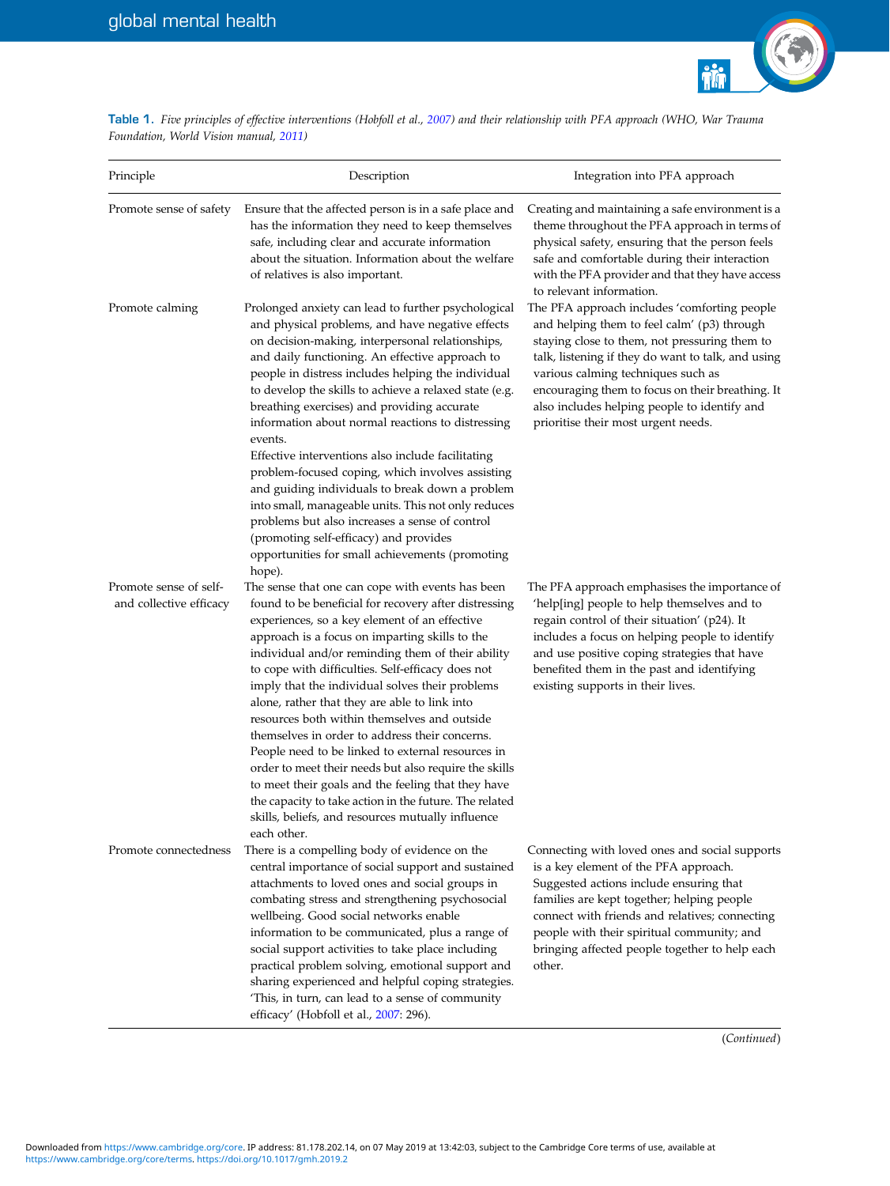**Table 1.** *Five principles of effective interventions (Hobfoll et al., 2007) and their relationship with PFA approach (WHO, War Trauma Foundation, World Vision manual, 2011)*

| Principle | Description | Integration into PFA approach |
|---|---|---|
| Promote sense of safety | Ensure that the affected person is in a safe place and has the information they need to keep themselves safe, including clear and accurate information about the situation. Information about the welfare of relatives is also important. | Creating and maintaining a safe environment is a theme throughout the PFA approach in terms of physical safety, ensuring that the person feels safe and comfortable during their interaction with the PFA provider and that they have access to relevant information. |
| Promote calming | Prolonged anxiety can lead to further psychological and physical problems, and have negative effects on decision-making, interpersonal relationships, and daily functioning. An effective approach to people in distress includes helping the individual to develop the skills to achieve a relaxed state (e.g. breathing exercises) and providing accurate information about normal reactions to distressing events. Effective interventions also include facilitating problem-focused coping, which involves assisting and guiding individuals to break down a problem into small, manageable units. This not only reduces problems but also increases a sense of control (promoting self-efficacy) and provides opportunities for small achievements (promoting hope). | The PFA approach includes 'comforting people and helping them to feel calm' (p3) through staying close to them, not pressuring them to talk, listening if they do want to talk, and using various calming techniques such as encouraging them to focus on their breathing. It also includes helping people to identify and prioritise their most urgent needs. |
| Promote sense of self- and collective efficacy | The sense that one can cope with events has been found to be beneficial for recovery after distressing experiences, so a key element of an effective approach is a focus on imparting skills to the individual and/or reminding them of their ability to cope with difficulties. Self-efficacy does not imply that the individual solves their problems alone, rather that they are able to link into resources both within themselves and outside themselves in order to address their concerns. People need to be linked to external resources in order to meet their needs but also require the skills to meet their goals and the feeling that they have the capacity to take action in the future. The related skills, beliefs, and resources mutually influence each other. | The PFA approach emphasises the importance of 'help[ing] people to help themselves and to regain control of their situation' (p24). It includes a focus on helping people to identify and use positive coping strategies that have benefited them in the past and identifying existing supports in their lives. |
| Promote connectedness | There is a compelling body of evidence on the central importance of social support and sustained attachments to loved ones and social groups in combating stress and strengthening psychosocial wellbeing. Good social networks enable information to be communicated, plus a range of social support activities to take place including practical problem solving, emotional support and sharing experienced and helpful coping strategies. 'This, in turn, can lead to a sense of community efficacy' (Hobfoll et al., 2007: 296). | Connecting with loved ones and social supports is a key element of the PFA approach. Suggested actions include ensuring that families are kept together; helping people connect with friends and relatives; connecting people with their spiritual community; and bringing affected people together to help each other. |

(*Continued*)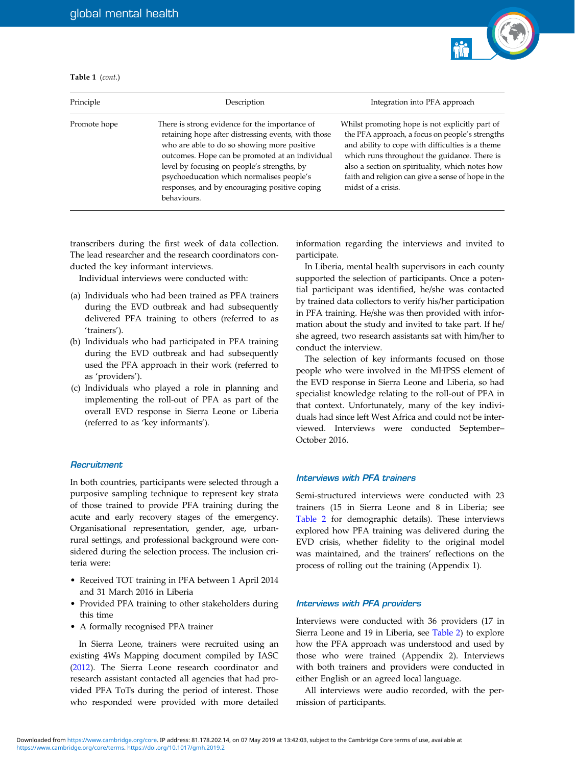Table 1 (*cont.*)

| Principle | Description | Integration into PFA approach |
|---|---|---|
| Promote hope | There is strong evidence for the importance of retaining hope after distressing events, with those who are able to do so showing more positive outcomes. Hope can be promoted at an individual level by focusing on people's strengths, by psychoeducation which normalises people's responses, and by encouraging positive coping behaviours. | Whilst promoting hope is not explicitly part of the PFA approach, a focus on people's strengths and ability to cope with difficulties is a theme which runs throughout the guidance. There is also a section on spirituality, which notes how faith and religion can give a sense of hope in the midst of a crisis. |

transcribers during the first week of data collection. The lead researcher and the research coordinators conducted the key informant interviews.

Individual interviews were conducted with:

(a) Individuals who had been trained as PFA trainers during the EVD outbreak and had subsequently delivered PFA training to others (referred to as 'trainers').
(b) Individuals who had participated in PFA training during the EVD outbreak and had subsequently used the PFA approach in their work (referred to as 'providers').
(c) Individuals who played a role in planning and implementing the roll-out of PFA as part of the overall EVD response in Sierra Leone or Liberia (referred to as 'key informants').

### *Recruitment*

In both countries, participants were selected through a purposive sampling technique to represent key strata of those trained to provide PFA training during the acute and early recovery stages of the emergency. Organisational representation, gender, age, urban-rural settings, and professional background were considered during the selection process. The inclusion criteria were:

- Received TOT training in PFA between 1 April 2014 and 31 March 2016 in Liberia
- Provided PFA training to other stakeholders during this time
- A formally recognised PFA trainer

In Sierra Leone, trainers were recruited using an existing 4Ws Mapping document compiled by IASC (2012). The Sierra Leone research coordinator and research assistant contacted all agencies that had provided PFA ToTs during the period of interest. Those who responded were provided with more detailed information regarding the interviews and invited to participate.

In Liberia, mental health supervisors in each county supported the selection of participants. Once a potential participant was identified, he/she was contacted by trained data collectors to verify his/her participation in PFA training. He/she was then provided with information about the study and invited to take part. If he/she agreed, two research assistants sat with him/her to conduct the interview.

The selection of key informants focused on those people who were involved in the MHPSS element of the EVD response in Sierra Leone and Liberia, so had specialist knowledge relating to the roll-out of PFA in that context. Unfortunately, many of the key individuals had since left West Africa and could not be interviewed. Interviews were conducted September–October 2016.

### *Interviews with PFA trainers*

Semi-structured interviews were conducted with 23 trainers (15 in Sierra Leone and 8 in Liberia; see Table 2 for demographic details). These interviews explored how PFA training was delivered during the EVD crisis, whether fidelity to the original model was maintained, and the trainers' reflections on the process of rolling out the training (Appendix 1).

### *Interviews with PFA providers*

Interviews were conducted with 36 providers (17 in Sierra Leone and 19 in Liberia, see Table 2) to explore how the PFA approach was understood and used by those who were trained (Appendix 2). Interviews with both trainers and providers were conducted in either English or an agreed local language.

All interviews were audio recorded, with the permission of participants.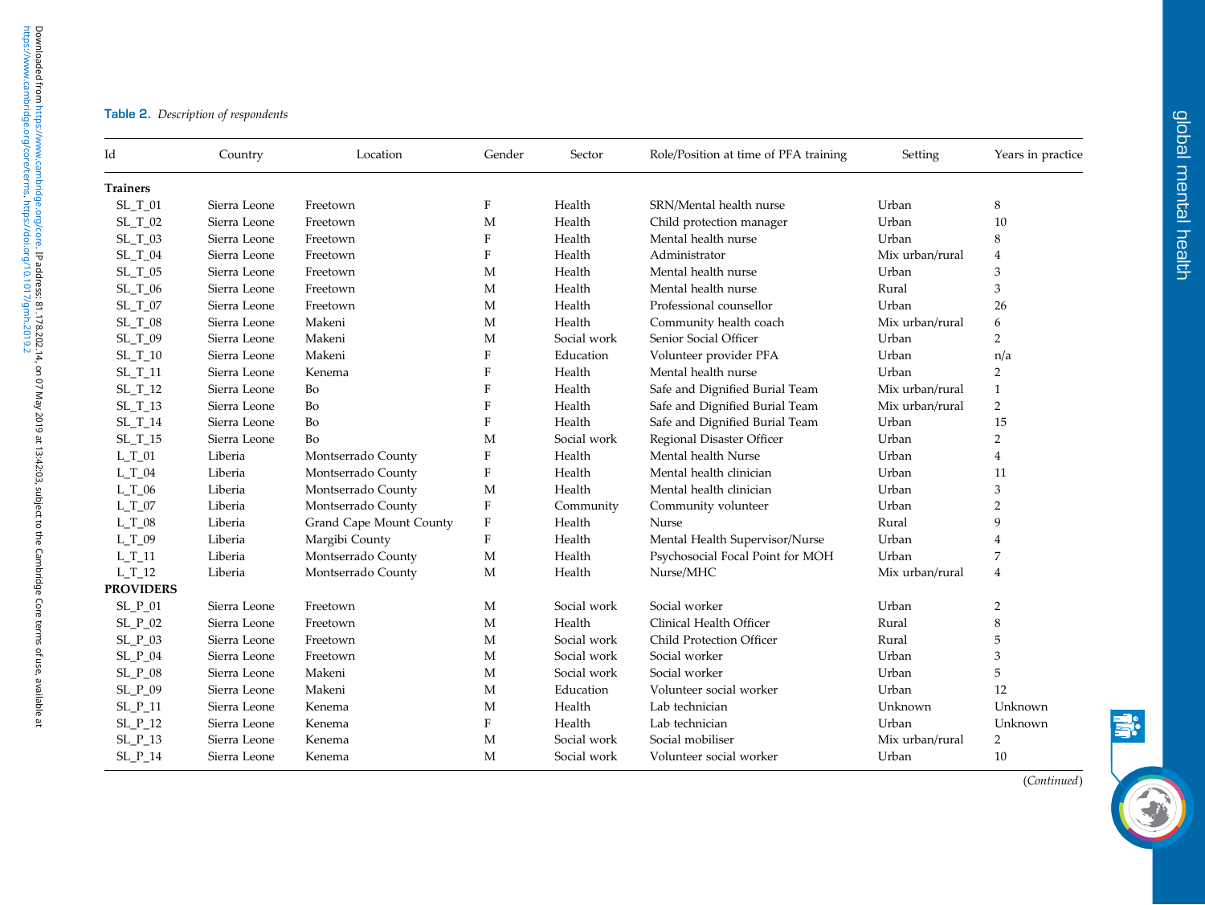**Table 2.** *Description of respondents*

| Id | Country | Location | Gender | Sector | Role/Position at time of PFA training | Setting | Years in practice |
|---|---|---|---|---|---|---|---|
| **Trainers** | | | | | | | |
| SL_T_01 | Sierra Leone | Freetown | F | Health | SRN/Mental health nurse | Urban | 8 |
| SL_T_02 | Sierra Leone | Freetown | M | Health | Child protection manager | Urban | 10 |
| SL_T_03 | Sierra Leone | Freetown | F | Health | Mental health nurse | Urban | 8 |
| SL_T_04 | Sierra Leone | Freetown | F | Health | Administrator | Mix urban/rural | 4 |
| SL_T_05 | Sierra Leone | Freetown | M | Health | Mental health nurse | Urban | 3 |
| SL_T_06 | Sierra Leone | Freetown | M | Health | Mental health nurse | Rural | 3 |
| SL_T_07 | Sierra Leone | Freetown | M | Health | Professional counsellor | Urban | 26 |
| SL_T_08 | Sierra Leone | Makeni | M | Health | Community health coach | Mix urban/rural | 6 |
| SL_T_09 | Sierra Leone | Makeni | M | Social work | Senior Social Officer | Urban | 2 |
| SL_T_10 | Sierra Leone | Makeni | F | Education | Volunteer provider PFA | Urban | n/a |
| SL_T_11 | Sierra Leone | Kenema | F | Health | Mental health nurse | Urban | 2 |
| SL_T_12 | Sierra Leone | Bo | F | Health | Safe and Dignified Burial Team | Mix urban/rural | 1 |
| SL_T_13 | Sierra Leone | Bo | F | Health | Safe and Dignified Burial Team | Mix urban/rural | 2 |
| SL_T_14 | Sierra Leone | Bo | F | Health | Safe and Dignified Burial Team | Urban | 15 |
| SL_T_15 | Sierra Leone | Bo | M | Social work | Regional Disaster Officer | Urban | 2 |
| L_T_01 | Liberia | Montserrado County | F | Health | Mental health Nurse | Urban | 4 |
| L_T_04 | Liberia | Montserrado County | F | Health | Mental health clinician | Urban | 11 |
| L_T_06 | Liberia | Montserrado County | M | Health | Mental health clinician | Urban | 3 |
| L_T_07 | Liberia | Montserrado County | F | Community | Community volunteer | Urban | 2 |
| L_T_08 | Liberia | Grand Cape Mount County | F | Health | Nurse | Rural | 9 |
| L_T_09 | Liberia | Margibi County | F | Health | Mental Health Supervisor/Nurse | Urban | 4 |
| L_T_11 | Liberia | Montserrado County | M | Health | Psychosocial Focal Point for MOH | Urban | 7 |
| L_T_12 | Liberia | Montserrado County | M | Health | Nurse/MHC | Mix urban/rural | 4 |
| **PROVIDERS** | | | | | | | |
| SL_P_01 | Sierra Leone | Freetown | M | Social work | Social worker | Urban | 2 |
| SL_P_02 | Sierra Leone | Freetown | M | Health | Clinical Health Officer | Rural | 8 |
| SL_P_03 | Sierra Leone | Freetown | M | Social work | Child Protection Officer | Rural | 5 |
| SL_P_04 | Sierra Leone | Freetown | M | Social work | Social worker | Urban | 3 |
| SL_P_08 | Sierra Leone | Makeni | M | Social work | Social worker | Urban | 5 |
| SL_P_09 | Sierra Leone | Makeni | M | Education | Volunteer social worker | Urban | 12 |
| SL_P_11 | Sierra Leone | Kenema | M | Health | Lab technician | Unknown | Unknown |
| SL_P_12 | Sierra Leone | Kenema | F | Health | Lab technician | Urban | Unknown |
| SL_P_13 | Sierra Leone | Kenema | M | Social work | Social mobiliser | Mix urban/rural | 2 |
| SL_P_14 | Sierra Leone | Kenema | M | Social work | Volunteer social worker | Urban | 10 |

(*Continued*)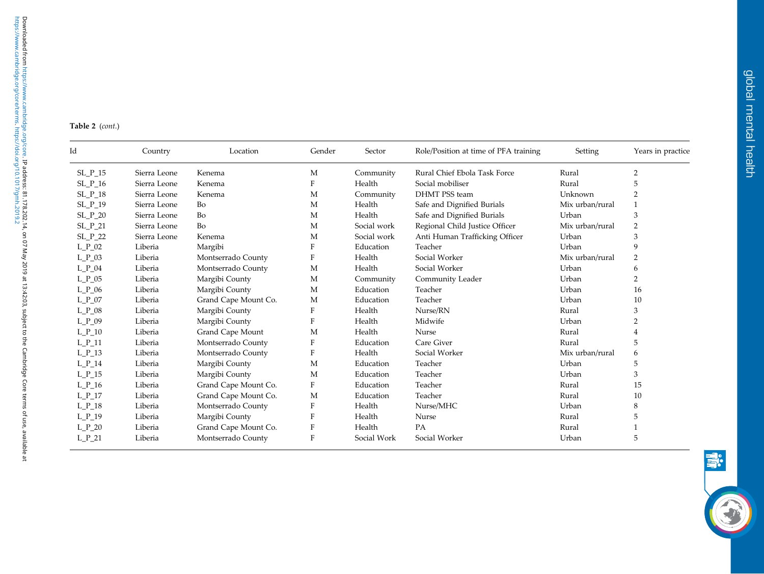**Table 2** (*cont.*)

| Id | Country | Location | Gender | Sector | Role/Position at time of PFA training | Setting | Years in practice |
|---|---|---|---|---|---|---|---|
| SL_P_15 | Sierra Leone | Kenema | M | Community | Rural Chief Ebola Task Force | Rural | 2 |
| SL_P_16 | Sierra Leone | Kenema | F | Health | Social mobiliser | Rural | 5 |
| SL_P_18 | Sierra Leone | Kenema | M | Community | DHMT PSS team | Unknown | 2 |
| SL_P_19 | Sierra Leone | Bo | M | Health | Safe and Dignified Burials | Mix urban/rural | 1 |
| SL_P_20 | Sierra Leone | Bo | M | Health | Safe and Dignified Burials | Urban | 3 |
| SL_P_21 | Sierra Leone | Bo | M | Social work | Regional Child Justice Officer | Mix urban/rural | 2 |
| SL_P_22 | Sierra Leone | Kenema | M | Social work | Anti Human Trafficking Officer | Urban | 3 |
| L_P_02 | Liberia | Margibi | F | Education | Teacher | Urban | 9 |
| L_P_03 | Liberia | Montserrado County | F | Health | Social Worker | Mix urban/rural | 2 |
| L_P_04 | Liberia | Montserrado County | M | Health | Social Worker | Urban | 6 |
| L_P_05 | Liberia | Margibi County | M | Community | Community Leader | Urban | 2 |
| L_P_06 | Liberia | Margibi County | M | Education | Teacher | Urban | 16 |
| L_P_07 | Liberia | Grand Cape Mount Co. | M | Education | Teacher | Urban | 10 |
| L_P_08 | Liberia | Margibi County | F | Health | Nurse/RN | Rural | 3 |
| L_P_09 | Liberia | Margibi County | F | Health | Midwife | Urban | 2 |
| L_P_10 | Liberia | Grand Cape Mount | M | Health | Nurse | Rural | 4 |
| L_P_11 | Liberia | Montserrado County | F | Education | Care Giver | Rural | 5 |
| L_P_13 | Liberia | Montserrado County | F | Health | Social Worker | Mix urban/rural | 6 |
| L_P_14 | Liberia | Margibi County | M | Education | Teacher | Urban | 5 |
| L_P_15 | Liberia | Margibi County | M | Education | Teacher | Urban | 3 |
| L_P_16 | Liberia | Grand Cape Mount Co. | F | Education | Teacher | Rural | 15 |
| L_P_17 | Liberia | Grand Cape Mount Co. | M | Education | Teacher | Rural | 10 |
| L_P_18 | Liberia | Montserrado County | F | Health | Nurse/MHC | Urban | 8 |
| L_P_19 | Liberia | Margibi County | F | Health | Nurse | Rural | 5 |
| L_P_20 | Liberia | Grand Cape Mount Co. | F | Health | PA | Rural | 1 |
| L_P_21 | Liberia | Montserrado County | F | Social Work | Social Worker | Urban | 5 |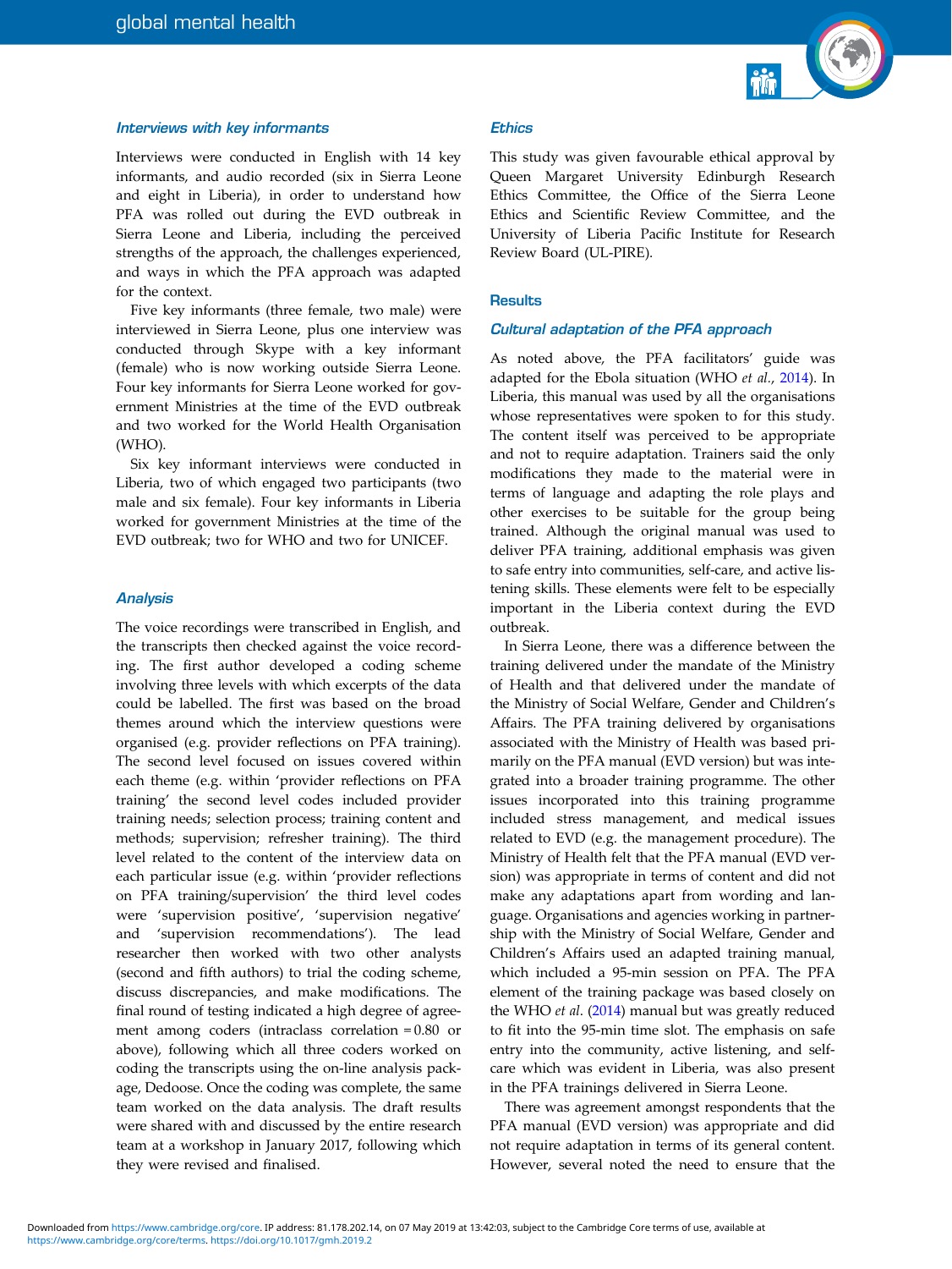### Interviews with key informants

Interviews were conducted in English with 14 key informants, and audio recorded (six in Sierra Leone and eight in Liberia), in order to understand how PFA was rolled out during the EVD outbreak in Sierra Leone and Liberia, including the perceived strengths of the approach, the challenges experienced, and ways in which the PFA approach was adapted for the context.

Five key informants (three female, two male) were interviewed in Sierra Leone, plus one interview was conducted through Skype with a key informant (female) who is now working outside Sierra Leone. Four key informants for Sierra Leone worked for government Ministries at the time of the EVD outbreak and two worked for the World Health Organisation (WHO).

Six key informant interviews were conducted in Liberia, two of which engaged two participants (two male and six female). Four key informants in Liberia worked for government Ministries at the time of the EVD outbreak; two for WHO and two for UNICEF.

### Analysis

The voice recordings were transcribed in English, and the transcripts then checked against the voice recording. The first author developed a coding scheme involving three levels with which excerpts of the data could be labelled. The first was based on the broad themes around which the interview questions were organised (e.g. provider reflections on PFA training). The second level focused on issues covered within each theme (e.g. within 'provider reflections on PFA training' the second level codes included provider training needs; selection process; training content and methods; supervision; refresher training). The third level related to the content of the interview data on each particular issue (e.g. within 'provider reflections on PFA training/supervision' the third level codes were 'supervision positive', 'supervision negative' and 'supervision recommendations'). The lead researcher then worked with two other analysts (second and fifth authors) to trial the coding scheme, discuss discrepancies, and make modifications. The final round of testing indicated a high degree of agreement among coders (intraclass correlation = 0.80 or above), following which all three coders worked on coding the transcripts using the on-line analysis package, Dedoose. Once the coding was complete, the same team worked on the data analysis. The draft results were shared with and discussed by the entire research team at a workshop in January 2017, following which they were revised and finalised.

### Ethics

This study was given favourable ethical approval by Queen Margaret University Edinburgh Research Ethics Committee, the Office of the Sierra Leone Ethics and Scientific Review Committee, and the University of Liberia Pacific Institute for Research Review Board (UL-PIRE).

## Results

### Cultural adaptation of the PFA approach

As noted above, the PFA facilitators' guide was adapted for the Ebola situation (WHO *et al.*, 2014). In Liberia, this manual was used by all the organisations whose representatives were spoken to for this study. The content itself was perceived to be appropriate and not to require adaptation. Trainers said the only modifications they made to the material were in terms of language and adapting the role plays and other exercises to be suitable for the group being trained. Although the original manual was used to deliver PFA training, additional emphasis was given to safe entry into communities, self-care, and active listening skills. These elements were felt to be especially important in the Liberia context during the EVD outbreak.

In Sierra Leone, there was a difference between the training delivered under the mandate of the Ministry of Health and that delivered under the mandate of the Ministry of Social Welfare, Gender and Children's Affairs. The PFA training delivered by organisations associated with the Ministry of Health was based primarily on the PFA manual (EVD version) but was integrated into a broader training programme. The other issues incorporated into this training programme included stress management, and medical issues related to EVD (e.g. the management procedure). The Ministry of Health felt that the PFA manual (EVD version) was appropriate in terms of content and did not make any adaptations apart from wording and language. Organisations and agencies working in partnership with the Ministry of Social Welfare, Gender and Children's Affairs used an adapted training manual, which included a 95-min session on PFA. The PFA element of the training package was based closely on the WHO *et al.* (2014) manual but was greatly reduced to fit into the 95-min time slot. The emphasis on safe entry into the community, active listening, and self-care which was evident in Liberia, was also present in the PFA trainings delivered in Sierra Leone.

There was agreement amongst respondents that the PFA manual (EVD version) was appropriate and did not require adaptation in terms of its general content. However, several noted the need to ensure that the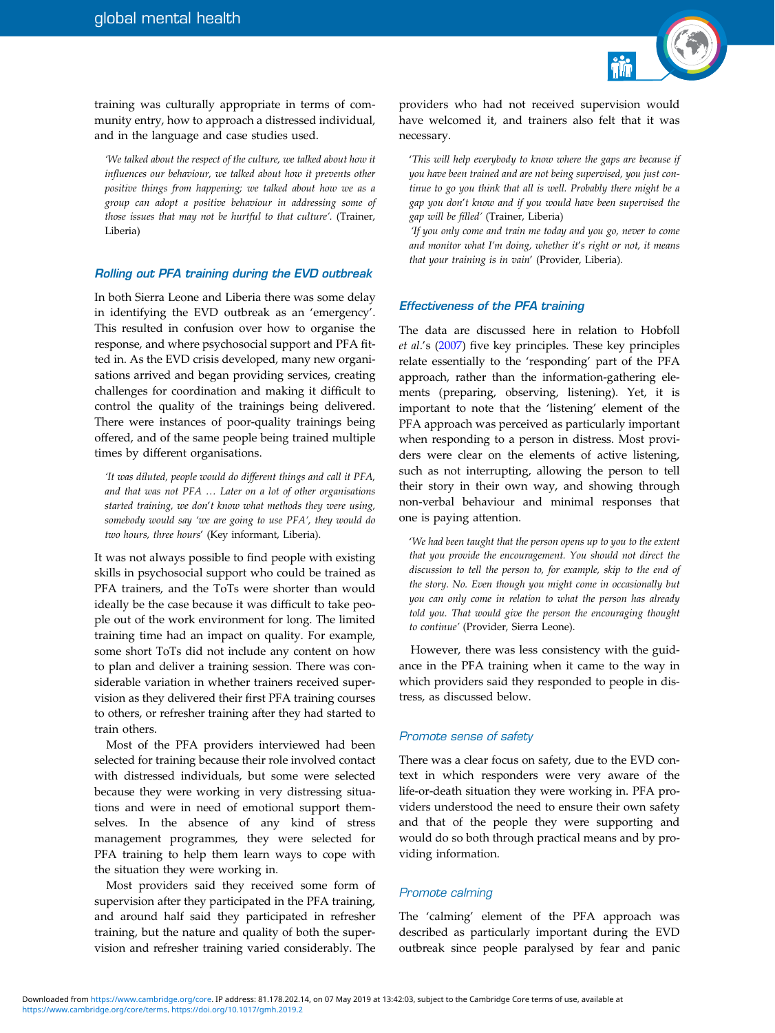training was culturally appropriate in terms of community entry, how to approach a distressed individual, and in the language and case studies used.

> *'We talked about the respect of the culture, we talked about how it influences our behaviour, we talked about how it prevents other positive things from happening; we talked about how we as a group can adopt a positive behaviour in addressing some of those issues that may not be hurtful to that culture'.* (Trainer, Liberia)

### *Rolling out PFA training during the EVD outbreak*

In both Sierra Leone and Liberia there was some delay in identifying the EVD outbreak as an 'emergency'. This resulted in confusion over how to organise the response, and where psychosocial support and PFA fitted in. As the EVD crisis developed, many new organisations arrived and began providing services, creating challenges for coordination and making it difficult to control the quality of the trainings being delivered. There were instances of poor-quality trainings being offered, and of the same people being trained multiple times by different organisations.

> *'It was diluted, people would do different things and call it PFA, and that was not PFA … Later on a lot of other organisations started training, we don't know what methods they were using, somebody would say 'we are going to use PFA', they would do two hours, three hours'* (Key informant, Liberia).

It was not always possible to find people with existing skills in psychosocial support who could be trained as PFA trainers, and the ToTs were shorter than would ideally be the case because it was difficult to take people out of the work environment for long. The limited training time had an impact on quality. For example, some short ToTs did not include any content on how to plan and deliver a training session. There was considerable variation in whether trainers received supervision as they delivered their first PFA training courses to others, or refresher training after they had started to train others.

Most of the PFA providers interviewed had been selected for training because their role involved contact with distressed individuals, but some were selected because they were working in very distressing situations and were in need of emotional support themselves. In the absence of any kind of stress management programmes, they were selected for PFA training to help them learn ways to cope with the situation they were working in.

Most providers said they received some form of supervision after they participated in the PFA training, and around half said they participated in refresher training, but the nature and quality of both the supervision and refresher training varied considerably. The providers who had not received supervision would have welcomed it, and trainers also felt that it was necessary.

> *'This will help everybody to know where the gaps are because if you have been trained and are not being supervised, you just continue to go you think that all is well. Probably there might be a gap you don't know and if you would have been supervised the gap will be filled'* (Trainer, Liberia)
>
> *'If you only come and train me today and you go, never to come and monitor what I'm doing, whether it's right or not, it means that your training is in vain'* (Provider, Liberia).

### *Effectiveness of the PFA training*

The data are discussed here in relation to Hobfoll *et al.*'s (2007) five key principles. These key principles relate essentially to the 'responding' part of the PFA approach, rather than the information-gathering elements (preparing, observing, listening). Yet, it is important to note that the 'listening' element of the PFA approach was perceived as particularly important when responding to a person in distress. Most providers were clear on the elements of active listening, such as not interrupting, allowing the person to tell their story in their own way, and showing through non-verbal behaviour and minimal responses that one is paying attention.

> *'We had been taught that the person opens up to you to the extent that you provide the encouragement. You should not direct the discussion to tell the person to, for example, skip to the end of the story. No. Even though you might come in occasionally but you can only come in relation to what the person has already told you. That would give the person the encouraging thought to continue'* (Provider, Sierra Leone).

However, there was less consistency with the guidance in the PFA training when it came to the way in which providers said they responded to people in distress, as discussed below.

#### *Promote sense of safety*

There was a clear focus on safety, due to the EVD context in which responders were very aware of the life-or-death situation they were working in. PFA providers understood the need to ensure their own safety and that of the people they were supporting and would do so both through practical means and by providing information.

#### *Promote calming*

The 'calming' element of the PFA approach was described as particularly important during the EVD outbreak since people paralysed by fear and panic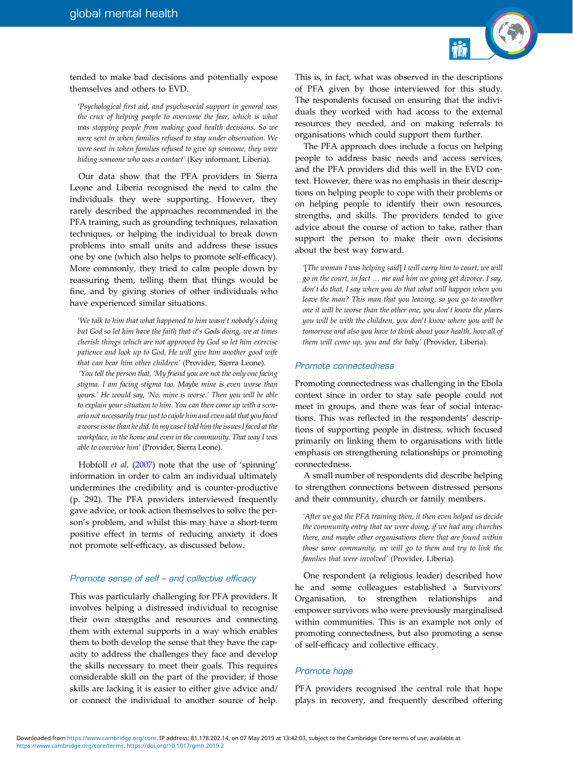tended to make bad decisions and potentially expose themselves and others to EVD.

> *'Psychological first aid, and psychosocial support in general was the crux of helping people to overcome the fear, which is what was stopping people from making good health decisions. So we were sent in when families refused to stay under observation. We were sent in when families refused to give up someone, they were hiding someone who was a contact'* (Key informant, Liberia).

Our data show that the PFA providers in Sierra Leone and Liberia recognised the need to calm the individuals they were supporting. However, they rarely described the approaches recommended in the PFA training, such as grounding techniques, relaxation techniques, or helping the individual to break down problems into small units and address these issues one by one (which also helps to promote self-efficacy). More commonly, they tried to calm people down by reassuring them, telling them that things would be fine, and by giving stories of other individuals who have experienced similar situations.

> *'We talk to him that what happened to him wasn't nobody's doing but God so let him have the faith that it's Gods doing, we at times cherish things which are not approved by God so let him exercise patience and look up to God, He will give him another good wife that can bear him other children'* (Provider, Sierra Leone).
>
> *'You tell the person that, 'My friend you are not the only one facing stigma. I am facing stigma too. Maybe mine is even worse than yours.' He would say, 'No, mine is worse.' Then you will be able to explain your situation to him. You can then come up with a scenario not necessarily true just to cajole him and even add that you faced a worse issue than he did. In my case I told him the issues I faced at the workplace, in the home and even in the community. That way I was able to convince him'* (Provider, Sierra Leone).

Hobfoll *et al*. (2007) note that the use of 'spinning' information in order to calm an individual ultimately undermines the credibility and is counter-productive (p. 292). The PFA providers interviewed frequently gave advice, or took action themselves to solve the person's problem, and whilst this may have a short-term positive effect in terms of reducing anxiety it does not promote self-efficacy, as discussed below.

### *Promote sense of self – and collective efficacy*

This was particularly challenging for PFA providers. It involves helping a distressed individual to recognise their own strengths and resources and connecting them with external supports in a way which enables them to both develop the sense that they have the capacity to address the challenges they face and develop the skills necessary to meet their goals. This requires considerable skill on the part of the provider; if those skills are lacking it is easier to either give advice and/or connect the individual to another source of help. This is, in fact, what was observed in the descriptions of PFA given by those interviewed for this study. The respondents focused on ensuring that the individuals they worked with had access to the external resources they needed, and on making referrals to organisations which could support them further.

The PFA approach does include a focus on helping people to address basic needs and access services, and the PFA providers did this well in the EVD context. However, there was no emphasis in their descriptions on helping people to cope with their problems or on helping people to identify their own resources, strengths, and skills. The providers tended to give advice about the course of action to take, rather than support the person to make their own decisions about the best way forward.

> *'[The woman I was helping said] I will carry him to court, we will go in the court, in fact … me and him we going get divorce. I say, don't do that, I say when you do that what will happen when you leave the man? This man that you leaving, so you go to another one it will be worse than the other one, you don't know the places you will be with the children, you don't know where you will be tomorrow and also you have to think about your health, how all of them will come up, you and the baby'* (Provider, Liberia).

### *Promote connectedness*

Promoting connectedness was challenging in the Ebola context since in order to stay safe people could not meet in groups, and there was fear of social interactions. This was reflected in the respondents' descriptions of supporting people in distress, which focused primarily on linking them to organisations with little emphasis on strengthening relationships or promoting connectedness.

A small number of respondents did describe helping to strengthen connections between distressed persons and their community, church or family members.

> *'After we got the PFA training then, it then even helped us decide the community entry that we were doing, if we had any churches there, and maybe other organisations there that are found within those same community, we will go to them and try to link the families that were involved'* (Provider, Liberia).

One respondent (a religious leader) described how he and some colleagues established a Survivors' Organisation, to strengthen relationships and empower survivors who were previously marginalised within communities. This is an example not only of promoting connectedness, but also promoting a sense of self-efficacy and collective efficacy.

### *Promote hope*

PFA providers recognised the central role that hope plays in recovery, and frequently described offering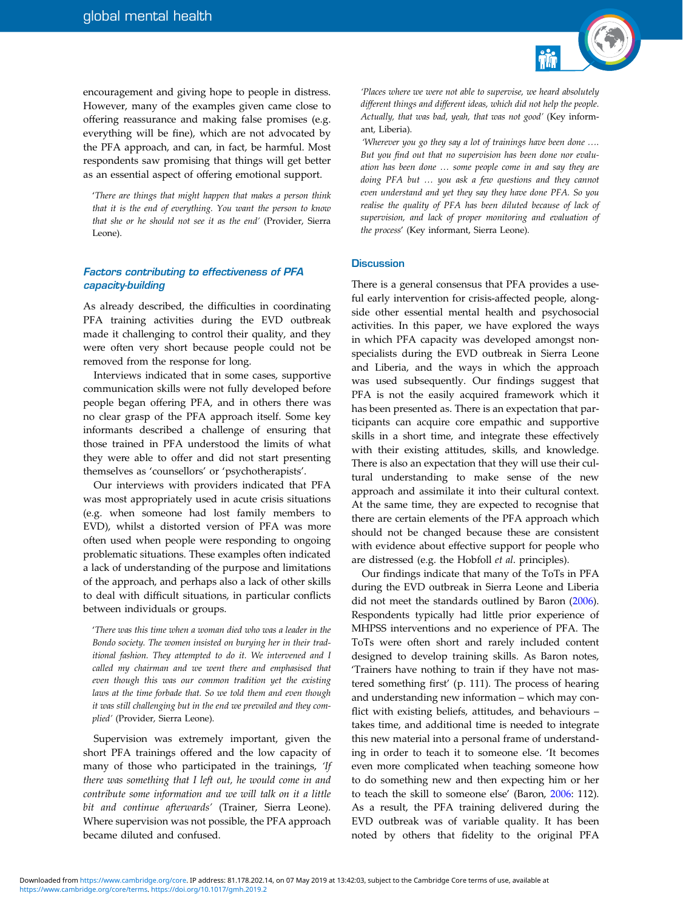encouragement and giving hope to people in distress. However, many of the examples given came close to offering reassurance and making false promises (e.g. everything will be fine), which are not advocated by the PFA approach, and can, in fact, be harmful. Most respondents saw promising that things will get better as an essential aspect of offering emotional support.

> *'There are things that might happen that makes a person think that it is the end of everything. You want the person to know that she or he should not see it as the end'* (Provider, Sierra Leone).

### *Factors contributing to effectiveness of PFA capacity-building*

As already described, the difficulties in coordinating PFA training activities during the EVD outbreak made it challenging to control their quality, and they were often very short because people could not be removed from the response for long.

Interviews indicated that in some cases, supportive communication skills were not fully developed before people began offering PFA, and in others there was no clear grasp of the PFA approach itself. Some key informants described a challenge of ensuring that those trained in PFA understood the limits of what they were able to offer and did not start presenting themselves as 'counsellors' or 'psychotherapists'.

Our interviews with providers indicated that PFA was most appropriately used in acute crisis situations (e.g. when someone had lost family members to EVD), whilst a distorted version of PFA was more often used when people were responding to ongoing problematic situations. These examples often indicated a lack of understanding of the purpose and limitations of the approach, and perhaps also a lack of other skills to deal with difficult situations, in particular conflicts between individuals or groups.

> *'There was this time when a woman died who was a leader in the Bondo society. The women insisted on burying her in their traditional fashion. They attempted to do it. We intervened and I called my chairman and we went there and emphasised that even though this was our common tradition yet the existing laws at the time forbade that. So we told them and even though it was still challenging but in the end we prevailed and they complied'* (Provider, Sierra Leone).

Supervision was extremely important, given the short PFA trainings offered and the low capacity of many of those who participated in the trainings, *'If there was something that I left out, he would come in and contribute some information and we will talk on it a little bit and continue afterwards'* (Trainer, Sierra Leone). Where supervision was not possible, the PFA approach became diluted and confused.

> *'Places where we were not able to supervise, we heard absolutely different things and different ideas, which did not help the people. Actually, that was bad, yeah, that was not good'* (Key informant, Liberia).
>
> *'Wherever you go they say a lot of trainings have been done …. But you find out that no supervision has been done nor evaluation has been done … some people come in and say they are doing PFA but … you ask a few questions and they cannot even understand and yet they say they have done PFA. So you realise the quality of PFA has been diluted because of lack of supervision, and lack of proper monitoring and evaluation of the process'* (Key informant, Sierra Leone).

## Discussion

There is a general consensus that PFA provides a useful early intervention for crisis-affected people, alongside other essential mental health and psychosocial activities. In this paper, we have explored the ways in which PFA capacity was developed amongst non-specialists during the EVD outbreak in Sierra Leone and Liberia, and the ways in which the approach was used subsequently. Our findings suggest that PFA is not the easily acquired framework which it has been presented as. There is an expectation that participants can acquire core empathic and supportive skills in a short time, and integrate these effectively with their existing attitudes, skills, and knowledge. There is also an expectation that they will use their cultural understanding to make sense of the new approach and assimilate it into their cultural context. At the same time, they are expected to recognise that there are certain elements of the PFA approach which should not be changed because these are consistent with evidence about effective support for people who are distressed (e.g. the Hobfoll *et al*. principles).

Our findings indicate that many of the ToTs in PFA during the EVD outbreak in Sierra Leone and Liberia did not meet the standards outlined by Baron (2006). Respondents typically had little prior experience of MHPSS interventions and no experience of PFA. The ToTs were often short and rarely included content designed to develop training skills. As Baron notes, 'Trainers have nothing to train if they have not mastered something first' (p. 111). The process of hearing and understanding new information – which may conflict with existing beliefs, attitudes, and behaviours – takes time, and additional time is needed to integrate this new material into a personal frame of understanding in order to teach it to someone else. 'It becomes even more complicated when teaching someone how to do something new and then expecting him or her to teach the skill to someone else' (Baron, 2006: 112). As a result, the PFA training delivered during the EVD outbreak was of variable quality. It has been noted by others that fidelity to the original PFA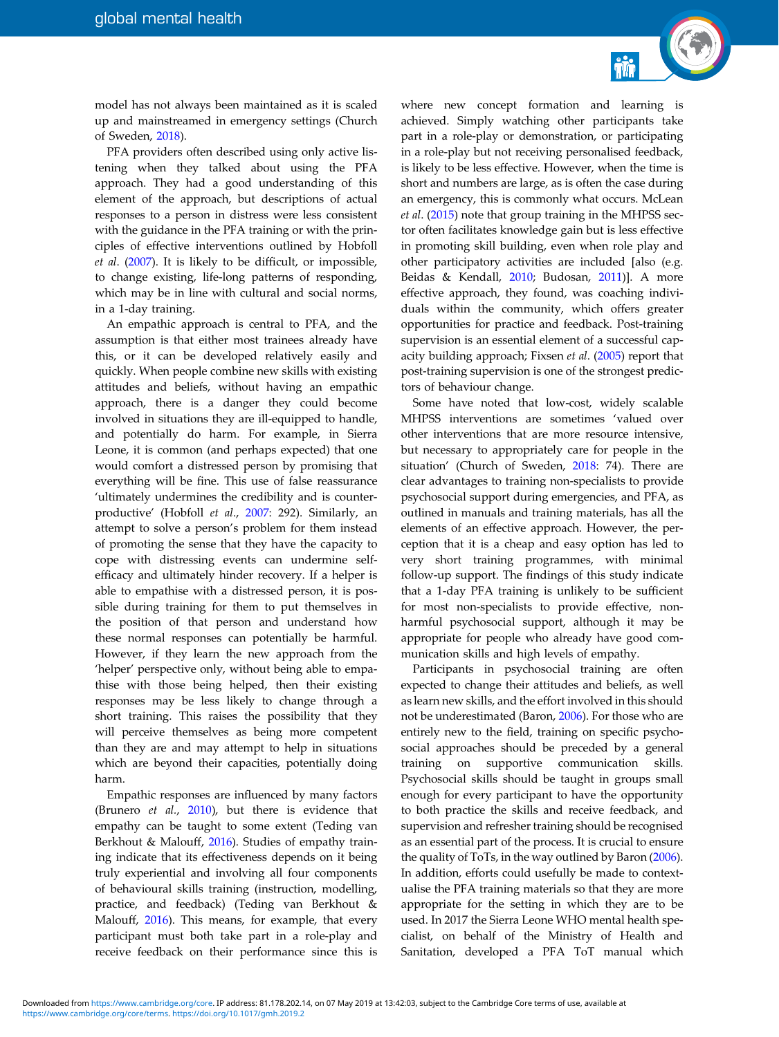model has not always been maintained as it is scaled up and mainstreamed in emergency settings (Church of Sweden, 2018).

PFA providers often described using only active listening when they talked about using the PFA approach. They had a good understanding of this element of the approach, but descriptions of actual responses to a person in distress were less consistent with the guidance in the PFA training or with the principles of effective interventions outlined by Hobfoll *et al*. (2007). It is likely to be difficult, or impossible, to change existing, life-long patterns of responding, which may be in line with cultural and social norms, in a 1-day training.

An empathic approach is central to PFA, and the assumption is that either most trainees already have this, or it can be developed relatively easily and quickly. When people combine new skills with existing attitudes and beliefs, without having an empathic approach, there is a danger they could become involved in situations they are ill-equipped to handle, and potentially do harm. For example, in Sierra Leone, it is common (and perhaps expected) that one would comfort a distressed person by promising that everything will be fine. This use of false reassurance 'ultimately undermines the credibility and is counterproductive' (Hobfoll *et al*., 2007: 292). Similarly, an attempt to solve a person's problem for them instead of promoting the sense that they have the capacity to cope with distressing events can undermine self-efficacy and ultimately hinder recovery. If a helper is able to empathise with a distressed person, it is possible during training for them to put themselves in the position of that person and understand how these normal responses can potentially be harmful. However, if they learn the new approach from the 'helper' perspective only, without being able to empathise with those being helped, then their existing responses may be less likely to change through a short training. This raises the possibility that they will perceive themselves as being more competent than they are and may attempt to help in situations which are beyond their capacities, potentially doing harm.

Empathic responses are influenced by many factors (Brunero *et al*., 2010), but there is evidence that empathy can be taught to some extent (Teding van Berkhout & Malouff, 2016). Studies of empathy training indicate that its effectiveness depends on it being truly experiential and involving all four components of behavioural skills training (instruction, modelling, practice, and feedback) (Teding van Berkhout & Malouff, 2016). This means, for example, that every participant must both take part in a role-play and receive feedback on their performance since this is where new concept formation and learning is achieved. Simply watching other participants take part in a role-play or demonstration, or participating in a role-play but not receiving personalised feedback, is likely to be less effective. However, when the time is short and numbers are large, as is often the case during an emergency, this is commonly what occurs. McLean *et al*. (2015) note that group training in the MHPSS sector often facilitates knowledge gain but is less effective in promoting skill building, even when role play and other participatory activities are included [also (e.g. Beidas & Kendall, 2010; Budosan, 2011)]. A more effective approach, they found, was coaching individuals within the community, which offers greater opportunities for practice and feedback. Post-training supervision is an essential element of a successful capacity building approach; Fixsen *et al*. (2005) report that post-training supervision is one of the strongest predictors of behaviour change.

Some have noted that low-cost, widely scalable MHPSS interventions are sometimes 'valued over other interventions that are more resource intensive, but necessary to appropriately care for people in the situation' (Church of Sweden, 2018: 74). There are clear advantages to training non-specialists to provide psychosocial support during emergencies, and PFA, as outlined in manuals and training materials, has all the elements of an effective approach. However, the perception that it is a cheap and easy option has led to very short training programmes, with minimal follow-up support. The findings of this study indicate that a 1-day PFA training is unlikely to be sufficient for most non-specialists to provide effective, non-harmful psychosocial support, although it may be appropriate for people who already have good communication skills and high levels of empathy.

Participants in psychosocial training are often expected to change their attitudes and beliefs, as well as learn new skills, and the effort involved in this should not be underestimated (Baron, 2006). For those who are entirely new to the field, training on specific psychosocial approaches should be preceded by a general training on supportive communication skills. Psychosocial skills should be taught in groups small enough for every participant to have the opportunity to both practice the skills and receive feedback, and supervision and refresher training should be recognised as an essential part of the process. It is crucial to ensure the quality of ToTs, in the way outlined by Baron (2006). In addition, efforts could usefully be made to contextualise the PFA training materials so that they are more appropriate for the setting in which they are to be used. In 2017 the Sierra Leone WHO mental health specialist, on behalf of the Ministry of Health and Sanitation, developed a PFA ToT manual which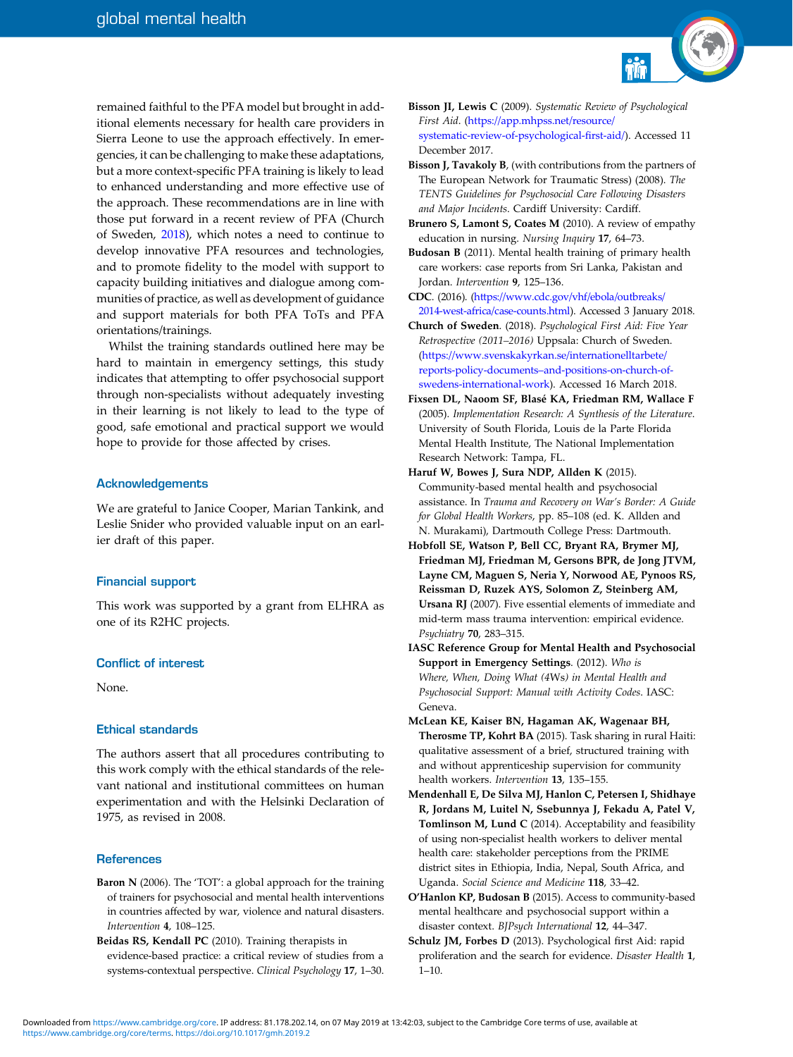remained faithful to the PFA model but brought in additional elements necessary for health care providers in Sierra Leone to use the approach effectively. In emergencies, it can be challenging to make these adaptations, but a more context-specific PFA training is likely to lead to enhanced understanding and more effective use of the approach. These recommendations are in line with those put forward in a recent review of PFA (Church of Sweden, 2018), which notes a need to continue to develop innovative PFA resources and technologies, and to promote fidelity to the model with support to capacity building initiatives and dialogue among communities of practice, as well as development of guidance and support materials for both PFA ToTs and PFA orientations/trainings.

Whilst the training standards outlined here may be hard to maintain in emergency settings, this study indicates that attempting to offer psychosocial support through non-specialists without adequately investing in their learning is not likely to lead to the type of good, safe emotional and practical support we would hope to provide for those affected by crises.

## Acknowledgements

We are grateful to Janice Cooper, Marian Tankink, and Leslie Snider who provided valuable input on an earlier draft of this paper.

## Financial support

This work was supported by a grant from ELHRA as one of its R2HC projects.

## Conflict of interest

None.

## Ethical standards

The authors assert that all procedures contributing to this work comply with the ethical standards of the relevant national and institutional committees on human experimentation and with the Helsinki Declaration of 1975, as revised in 2008.

## References

**Baron N** (2006). The 'TOT': a global approach for the training of trainers for psychosocial and mental health interventions in countries affected by war, violence and natural disasters. *Intervention* **4**, 108–125.

**Beidas RS, Kendall PC** (2010). Training therapists in evidence-based practice: a critical review of studies from a systems-contextual perspective. *Clinical Psychology* **17**, 1–30.

**Bisson JI, Lewis C** (2009). *Systematic Review of Psychological First Aid*. (https://app.mhpss.net/resource/systematic-review-of-psychological-first-aid/). Accessed 11 December 2017.

**Bisson J, Tavakoly B**, (with contributions from the partners of The European Network for Traumatic Stress) (2008). *The TENTS Guidelines for Psychosocial Care Following Disasters and Major Incidents*. Cardiff University: Cardiff.

**Brunero S, Lamont S, Coates M** (2010). A review of empathy education in nursing. *Nursing Inquiry* **17**, 64–73.

**Budosan B** (2011). Mental health training of primary health care workers: case reports from Sri Lanka, Pakistan and Jordan. *Intervention* **9**, 125–136.

**CDC**. (2016). (https://www.cdc.gov/vhf/ebola/outbreaks/2014-west-africa/case-counts.html). Accessed 3 January 2018.

**Church of Sweden**. (2018). *Psychological First Aid: Five Year Retrospective (2011–2016)* Uppsala: Church of Sweden. (https://www.svenskakyrkan.se/internationelltarbete/reports-policy-documents–and-positions-on-church-of-swedens-international-work). Accessed 16 March 2018.

**Fixsen DL, Naoom SF, Blasé KA, Friedman RM, Wallace F** (2005). *Implementation Research: A Synthesis of the Literature*. University of South Florida, Louis de la Parte Florida Mental Health Institute, The National Implementation Research Network: Tampa, FL.

**Haruf W, Bowes J, Sura NDP, Allden K** (2015). Community-based mental health and psychosocial assistance. In *Trauma and Recovery on War's Border: A Guide for Global Health Workers*, pp. 85–108 (ed. K. Allden and N. Murakami), Dartmouth College Press: Dartmouth.

**Hobfoll SE, Watson P, Bell CC, Bryant RA, Brymer MJ, Friedman MJ, Friedman M, Gersons BPR, de Jong JTVM, Layne CM, Maguen S, Neria Y, Norwood AE, Pynoos RS, Reissman D, Ruzek AYS, Solomon Z, Steinberg AM, Ursana RJ** (2007). Five essential elements of immediate and mid-term mass trauma intervention: empirical evidence. *Psychiatry* **70**, 283–315.

**IASC Reference Group for Mental Health and Psychosocial Support in Emergency Settings**. (2012). *Who is Where, When, Doing What (4Ws) in Mental Health and Psychosocial Support: Manual with Activity Codes*. IASC: Geneva.

**McLean KE, Kaiser BN, Hagaman AK, Wagenaar BH, Therosme TP, Kohrt BA** (2015). Task sharing in rural Haiti: qualitative assessment of a brief, structured training with and without apprenticeship supervision for community health workers. *Intervention* **13**, 135–155.

**Mendenhall E, De Silva MJ, Hanlon C, Petersen I, Shidhaye R, Jordans M, Luitel N, Ssebunnya J, Fekadu A, Patel V, Tomlinson M, Lund C** (2014). Acceptability and feasibility of using non-specialist health workers to deliver mental health care: stakeholder perceptions from the PRIME district sites in Ethiopia, India, Nepal, South Africa, and Uganda. *Social Science and Medicine* **118**, 33–42.

**O'Hanlon KP, Budosan B** (2015). Access to community-based mental healthcare and psychosocial support within a disaster context. *BJPsych International* **12**, 44–347.

**Schulz JM, Forbes D** (2013). Psychological first Aid: rapid proliferation and the search for evidence. *Disaster Health* **1**, 1–10.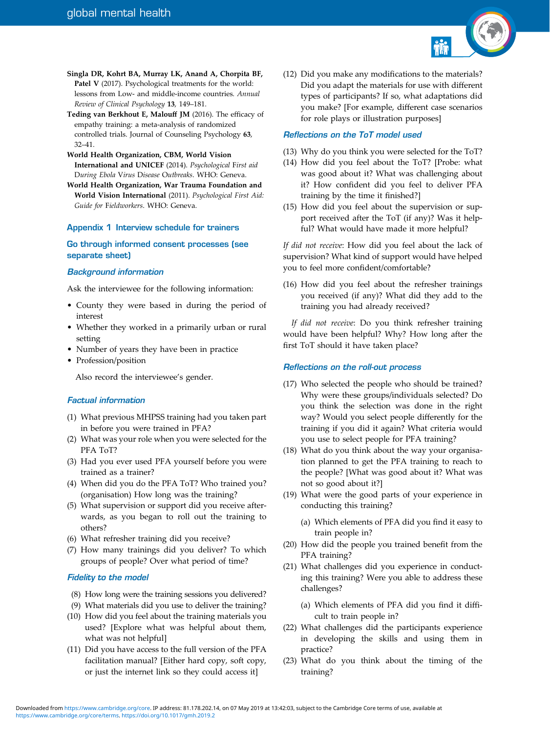**Singla DR, Kohrt BA, Murray LK, Anand A, Chorpita BF, Patel V** (2017). Psychological treatments for the world: lessons from Low- and middle-income countries. *Annual Review of Clinical Psychology* **13**, 149–181.

**Teding van Berkhout E, Malouff JM** (2016). The efficacy of empathy training: a meta-analysis of randomized controlled trials. Journal of Counseling Psychology **63**, 32–41.

**World Health Organization, CBM, World Vision International and UNICEF** (2014). *Psychological First aid During Ebola Virus Disease Outbreaks*. WHO: Geneva.

**World Health Organization, War Trauma Foundation and World Vision International** (2011). *Psychological First Aid: Guide for Fieldworkers*. WHO: Geneva.

## Appendix 1 Interview schedule for trainers

### Go through informed consent processes (see separate sheet)

### *Background information*

Ask the interviewee for the following information:

- County they were based in during the period of interest
- Whether they worked in a primarily urban or rural setting
- Number of years they have been in practice
- Profession/position

Also record the interviewee's gender.

### *Factual information*

(1) What previous MHPSS training had you taken part in before you were trained in PFA?
(2) What was your role when you were selected for the PFA ToT?
(3) Had you ever used PFA yourself before you were trained as a trainer?
(4) When did you do the PFA ToT? Who trained you? (organisation) How long was the training?
(5) What supervision or support did you receive afterwards, as you began to roll out the training to others?
(6) What refresher training did you receive?
(7) How many trainings did you deliver? To which groups of people? Over what period of time?

### *Fidelity to the model*

(8) How long were the training sessions you delivered?
(9) What materials did you use to deliver the training?
(10) How did you feel about the training materials you used? [Explore what was helpful about them, what was not helpful]
(11) Did you have access to the full version of the PFA facilitation manual? [Either hard copy, soft copy, or just the internet link so they could access it]
(12) Did you make any modifications to the materials? Did you adapt the materials for use with different types of participants? If so, what adaptations did you make? [For example, different case scenarios for role plays or illustration purposes]

### *Reflections on the ToT model used*

(13) Why do you think you were selected for the ToT?
(14) How did you feel about the ToT? [Probe: what was good about it? What was challenging about it? How confident did you feel to deliver PFA training by the time it finished?]
(15) How did you feel about the supervision or support received after the ToT (if any)? Was it helpful? What would have made it more helpful?

*If did not receive*: How did you feel about the lack of supervision? What kind of support would have helped you to feel more confident/comfortable?

(16) How did you feel about the refresher trainings you received (if any)? What did they add to the training you had already received?

*If did not receive*: Do you think refresher training would have been helpful? Why? How long after the first ToT should it have taken place?

### *Reflections on the roll-out process*

(17) Who selected the people who should be trained? Why were these groups/individuals selected? Do you think the selection was done in the right way? Would you select people differently for the training if you did it again? What criteria would you use to select people for PFA training?
(18) What do you think about the way your organisation planned to get the PFA training to reach to the people? [What was good about it? What was not so good about it?]
(19) What were the good parts of your experience in conducting this training?
    (a) Which elements of PFA did you find it easy to train people in?
(20) How did the people you trained benefit from the PFA training?
(21) What challenges did you experience in conducting this training? Were you able to address these challenges?
    (a) Which elements of PFA did you find it difficult to train people in?
(22) What challenges did the participants experience in developing the skills and using them in practice?
(23) What do you think about the timing of the training?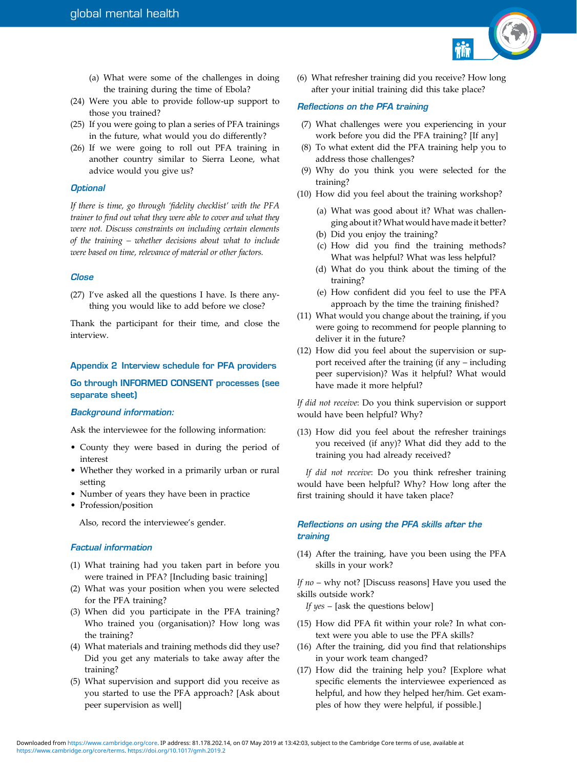(a) What were some of the challenges in doing the training during the time of Ebola?

(24) Were you able to provide follow-up support to those you trained?

(25) If you were going to plan a series of PFA trainings in the future, what would you do differently?

(26) If we were going to roll out PFA training in another country similar to Sierra Leone, what advice would you give us?

### *Optional*

*If there is time, go through 'fidelity checklist' with the PFA trainer to find out what they were able to cover and what they were not. Discuss constraints on including certain elements of the training – whether decisions about what to include were based on time, relevance of material or other factors.*

### *Close*

(27) I've asked all the questions I have. Is there anything you would like to add before we close?

Thank the participant for their time, and close the interview.

## Appendix 2 Interview schedule for PFA providers

### Go through INFORMED CONSENT processes (see separate sheet)

### *Background information:*

Ask the interviewee for the following information:

- County they were based in during the period of interest
- Whether they worked in a primarily urban or rural setting
- Number of years they have been in practice
- Profession/position

Also, record the interviewee's gender.

### *Factual information*

(1) What training had you taken part in before you were trained in PFA? [Including basic training]

(2) What was your position when you were selected for the PFA training?

(3) When did you participate in the PFA training? Who trained you (organisation)? How long was the training?

(4) What materials and training methods did they use? Did you get any materials to take away after the training?

(5) What supervision and support did you receive as you started to use the PFA approach? [Ask about peer supervision as well]

(6) What refresher training did you receive? How long after your initial training did this take place?

### *Reflections on the PFA training*

(7) What challenges were you experiencing in your work before you did the PFA training? [If any]

(8) To what extent did the PFA training help you to address those challenges?

(9) Why do you think you were selected for the training?

(10) How did you feel about the training workshop?

(a) What was good about it? What was challenging about it? What would have made it better?
(b) Did you enjoy the training?
(c) How did you find the training methods? What was helpful? What was less helpful?
(d) What do you think about the timing of the training?
(e) How confident did you feel to use the PFA approach by the time the training finished?

(11) What would you change about the training, if you were going to recommend for people planning to deliver it in the future?

(12) How did you feel about the supervision or support received after the training (if any – including peer supervision)? Was it helpful? What would have made it more helpful?

*If did not receive*: Do you think supervision or support would have been helpful? Why?

(13) How did you feel about the refresher trainings you received (if any)? What did they add to the training you had already received?

*If did not receive*: Do you think refresher training would have been helpful? Why? How long after the first training should it have taken place?

### *Reflections on using the PFA skills after the training*

(14) After the training, have you been using the PFA skills in your work?

*If no* – why not? [Discuss reasons] Have you used the skills outside work?

*If yes* – [ask the questions below]

(15) How did PFA fit within your role? In what context were you able to use the PFA skills?

(16) After the training, did you find that relationships in your work team changed?

(17) How did the training help you? [Explore what specific elements the interviewee experienced as helpful, and how they helped her/him. Get examples of how they were helpful, if possible.]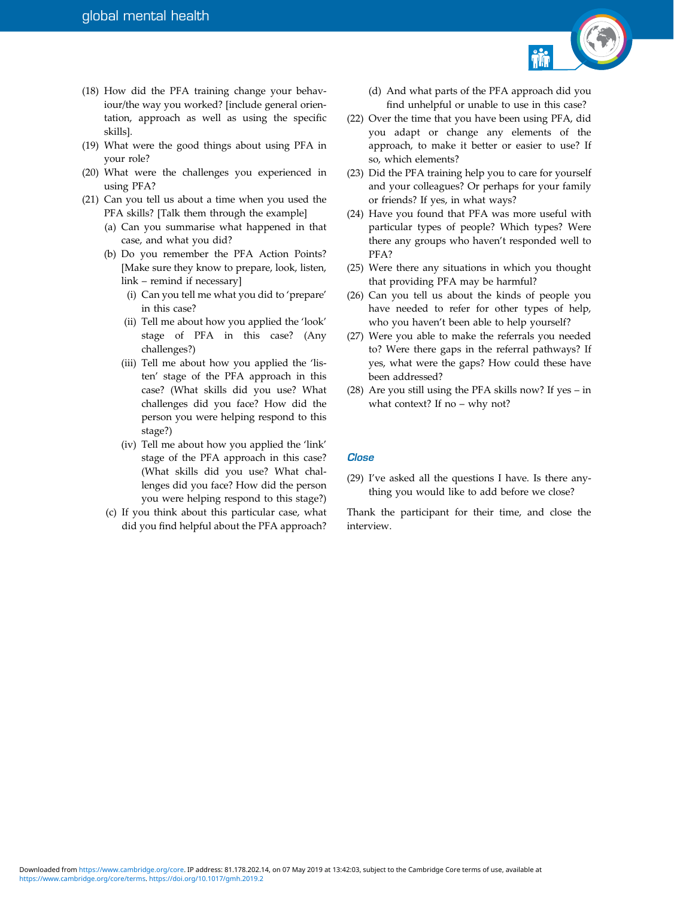(18) How did the PFA training change your behaviour/the way you worked? [include general orientation, approach as well as using the specific skills].

(19) What were the good things about using PFA in your role?

(20) What were the challenges you experienced in using PFA?

(21) Can you tell us about a time when you used the PFA skills? [Talk them through the example]

  (a) Can you summarise what happened in that case, and what you did?

  (b) Do you remember the PFA Action Points? [Make sure they know to prepare, look, listen, link – remind if necessary]

    (i) Can you tell me what you did to 'prepare' in this case?

    (ii) Tell me about how you applied the 'look' stage of PFA in this case? (Any challenges?)

    (iii) Tell me about how you applied the 'listen' stage of the PFA approach in this case? (What skills did you use? What challenges did you face? How did the person you were helping respond to this stage?)

    (iv) Tell me about how you applied the 'link' stage of the PFA approach in this case? (What skills did you use? What challenges did you face? How did the person you were helping respond to this stage?)

  (c) If you think about this particular case, what did you find helpful about the PFA approach?

  (d) And what parts of the PFA approach did you find unhelpful or unable to use in this case?

(22) Over the time that you have been using PFA, did you adapt or change any elements of the approach, to make it better or easier to use? If so, which elements?

(23) Did the PFA training help you to care for yourself and your colleagues? Or perhaps for your family or friends? If yes, in what ways?

(24) Have you found that PFA was more useful with particular types of people? Which types? Were there any groups who haven't responded well to PFA?

(25) Were there any situations in which you thought that providing PFA may be harmful?

(26) Can you tell us about the kinds of people you have needed to refer for other types of help, who you haven't been able to help yourself?

(27) Were you able to make the referrals you needed to? Were there gaps in the referral pathways? If yes, what were the gaps? How could these have been addressed?

(28) Are you still using the PFA skills now? If yes – in what context? If no – why not?

### *Close*

(29) I've asked all the questions I have. Is there anything you would like to add before we close?

Thank the participant for their time, and close the interview.